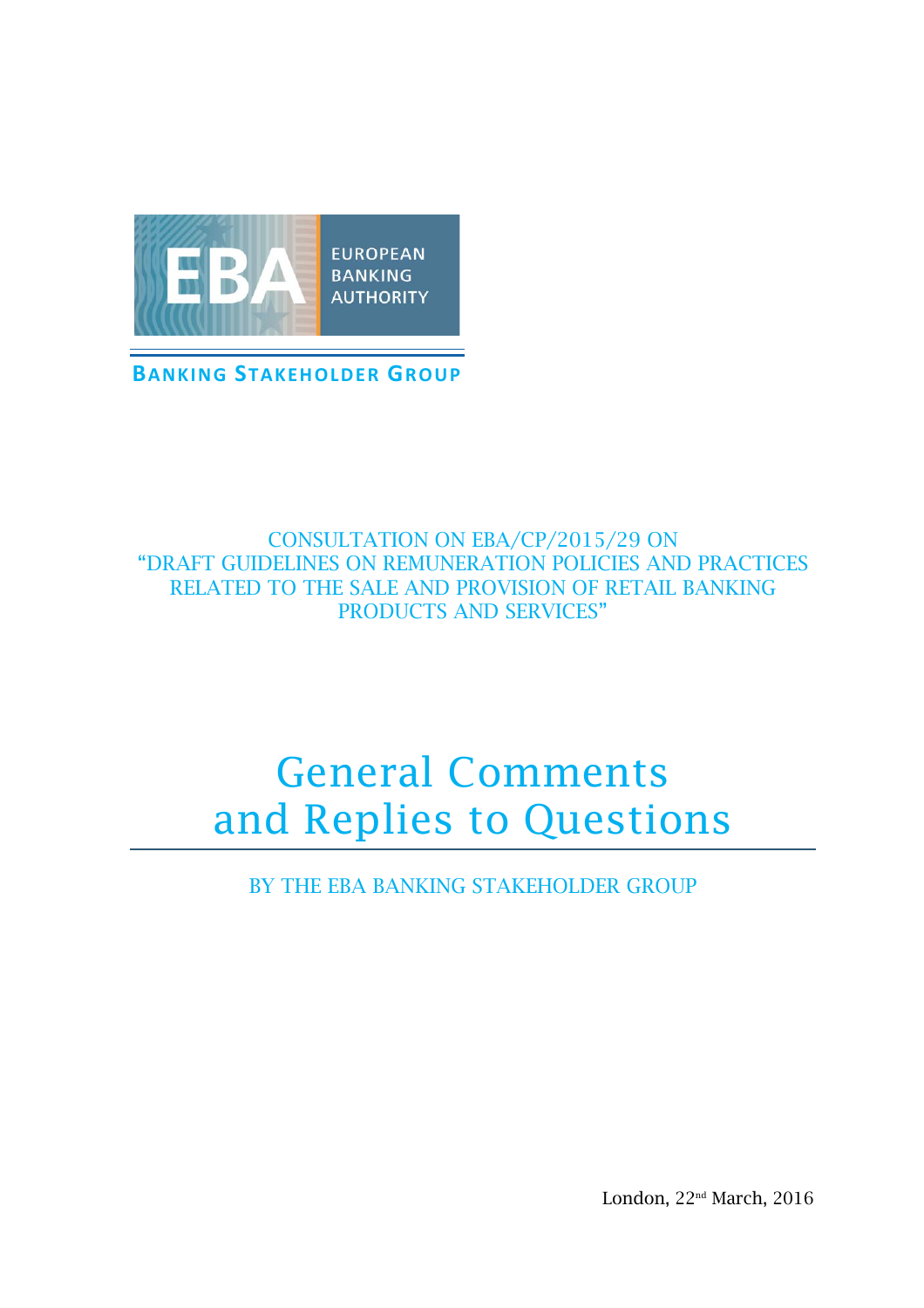EUROPEAN BANKING AUTHORITY

**BANKING STAKEHOLDER GROUP**

CONSULTATION ON EBA/CP/2015/29 ON "DRAFT GUIDELINES ON REMUNERATION POLICIES AND PRACTICES RELATED TO THE SALE AND PROVISION OF RETAIL BANKING PRODUCTS AND SERVICES"

# General Comments and Replies to Questions

BY THE EBA BANKING STAKEHOLDER GROUP

London, 22nd March, 2016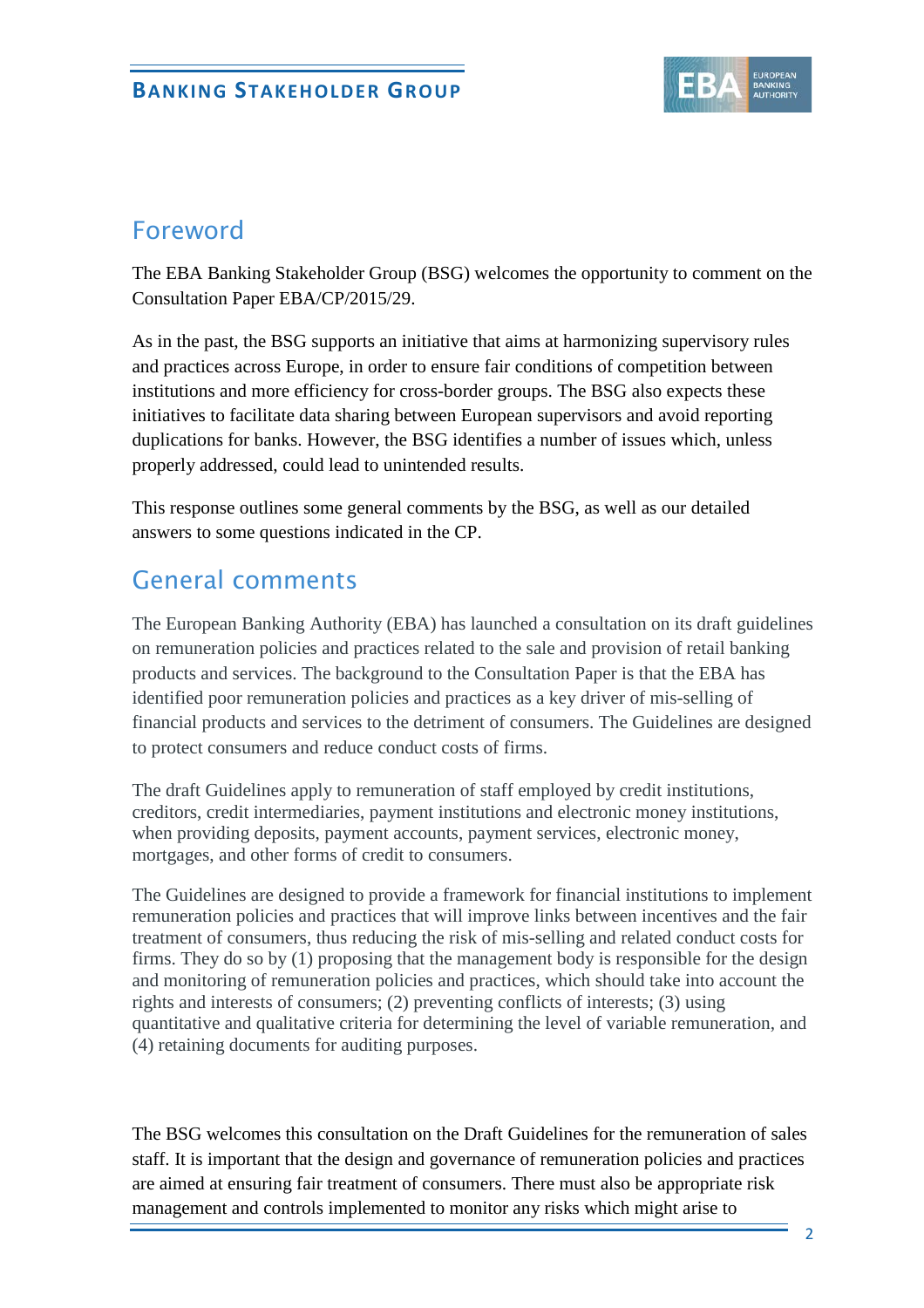## Foreword

The EBA Banking Stakeholder Group (BSG) welcomes the opportunity to comment on the Consultation Paper EBA/CP/2015/29.

As in the past, the BSG supports an initiative that aims at harmonizing supervisory rules and practices across Europe, in order to ensure fair conditions of competition between institutions and more efficiency for cross-border groups. The BSG also expects these initiatives to facilitate data sharing between European supervisors and avoid reporting duplications for banks. However, the BSG identifies a number of issues which, unless properly addressed, could lead to unintended results.

This response outlines some general comments by the BSG, as well as our detailed answers to some questions indicated in the CP.

## General comments

The European Banking Authority (EBA) has launched a consultation on its draft guidelines on remuneration policies and practices related to the sale and provision of retail banking products and services. The background to the Consultation Paper is that the EBA has identified poor remuneration policies and practices as a key driver of mis-selling of financial products and services to the detriment of consumers. The Guidelines are designed to protect consumers and reduce conduct costs of firms.

The draft Guidelines apply to remuneration of staff employed by credit institutions, creditors, credit intermediaries, payment institutions and electronic money institutions, when providing deposits, payment accounts, payment services, electronic money, mortgages, and other forms of credit to consumers.

The Guidelines are designed to provide a framework for financial institutions to implement remuneration policies and practices that will improve links between incentives and the fair treatment of consumers, thus reducing the risk of mis-selling and related conduct costs for firms. They do so by (1) proposing that the management body is responsible for the design and monitoring of remuneration policies and practices, which should take into account the rights and interests of consumers; (2) preventing conflicts of interests; (3) using quantitative and qualitative criteria for determining the level of variable remuneration, and (4) retaining documents for auditing purposes.

The BSG welcomes this consultation on the Draft Guidelines for the remuneration of sales staff. It is important that the design and governance of remuneration policies and practices are aimed at ensuring fair treatment of consumers. There must also be appropriate risk management and controls implemented to monitor any risks which might arise to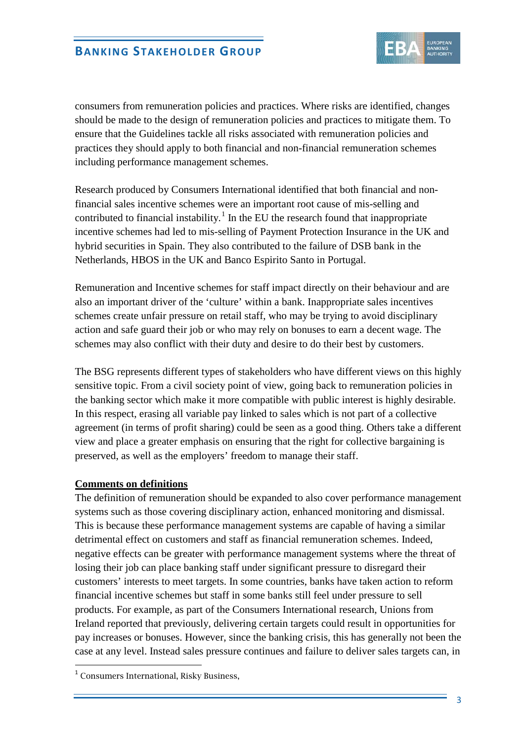consumers from remuneration policies and practices. Where risks are identified, changes should be made to the design of remuneration policies and practices to mitigate them. To ensure that the Guidelines tackle all risks associated with remuneration policies and practices they should apply to both financial and non-financial remuneration schemes including performance management schemes.

Research produced by Consumers International identified that both financial and non-financial sales incentive schemes were an important root cause of mis-selling and contributed to financial instability.[1] In the EU the research found that inappropriate incentive schemes had led to mis-selling of Payment Protection Insurance in the UK and hybrid securities in Spain. They also contributed to the failure of DSB bank in the Netherlands, HBOS in the UK and Banco Espirito Santo in Portugal.

Remuneration and Incentive schemes for staff impact directly on their behaviour and are also an important driver of the 'culture' within a bank. Inappropriate sales incentives schemes create unfair pressure on retail staff, who may be trying to avoid disciplinary action and safe guard their job or who may rely on bonuses to earn a decent wage. The schemes may also conflict with their duty and desire to do their best by customers.

The BSG represents different types of stakeholders who have different views on this highly sensitive topic. From a civil society point of view, going back to remuneration policies in the banking sector which make it more compatible with public interest is highly desirable. In this respect, erasing all variable pay linked to sales which is not part of a collective agreement (in terms of profit sharing) could be seen as a good thing. Others take a different view and place a greater emphasis on ensuring that the right for collective bargaining is preserved, as well as the employers' freedom to manage their staff.

**Comments on definitions**

The definition of remuneration should be expanded to also cover performance management systems such as those covering disciplinary action, enhanced monitoring and dismissal. This is because these performance management systems are capable of having a similar detrimental effect on customers and staff as financial remuneration schemes. Indeed, negative effects can be greater with performance management systems where the threat of losing their job can place banking staff under significant pressure to disregard their customers' interests to meet targets. In some countries, banks have taken action to reform financial incentive schemes but staff in some banks still feel under pressure to sell products. For example, as part of the Consumers International research, Unions from Ireland reported that previously, delivering certain targets could result in opportunities for pay increases or bonuses. However, since the banking crisis, this has generally not been the case at any level. Instead sales pressure continues and failure to deliver sales targets can, in

[1] Consumers International, Risky Business,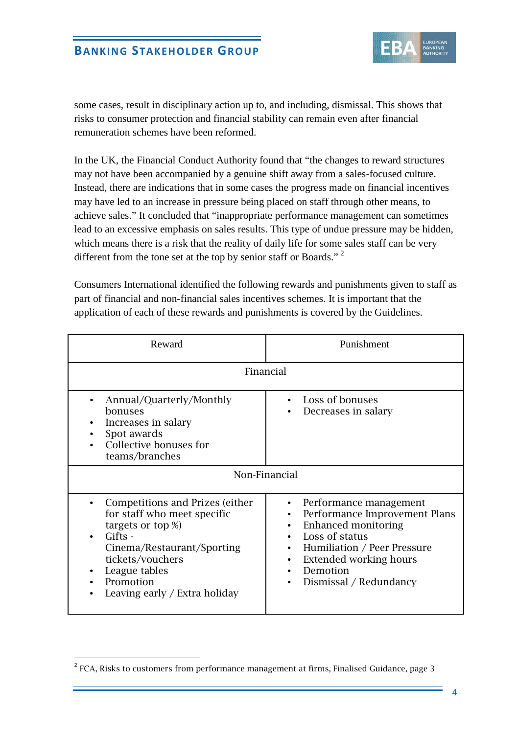some cases, result in disciplinary action up to, and including, dismissal. This shows that risks to consumer protection and financial stability can remain even after financial remuneration schemes have been reformed.

In the UK, the Financial Conduct Authority found that "the changes to reward structures may not have been accompanied by a genuine shift away from a sales-focused culture. Instead, there are indications that in some cases the progress made on financial incentives may have led to an increase in pressure being placed on staff through other means, to achieve sales." It concluded that "inappropriate performance management can sometimes lead to an excessive emphasis on sales results. This type of undue pressure may be hidden, which means there is a risk that the reality of daily life for some sales staff can be very different from the tone set at the top by senior staff or Boards." [2]

Consumers International identified the following rewards and punishments given to staff as part of financial and non-financial sales incentives schemes. It is important that the application of each of these rewards and punishments is covered by the Guidelines.

| Reward | Punishment |
|---|---|
| **Financial** | |
| • Annual/Quarterly/Monthly bonuses<br>• Increases in salary<br>• Spot awards<br>• Collective bonuses for teams/branches | • Loss of bonuses<br>• Decreases in salary |
| **Non-Financial** | |
| • Competitions and Prizes (either for staff who meet specific targets or top %)<br>• Gifts - Cinema/Restaurant/Sporting tickets/vouchers<br>• League tables<br>• Promotion<br>• Leaving early / Extra holiday | • Performance management<br>• Performance Improvement Plans<br>• Enhanced monitoring<br>• Loss of status<br>• Humiliation / Peer Pressure<br>• Extended working hours<br>• Demotion<br>• Dismissal / Redundancy |

[2] FCA, Risks to customers from performance management at firms, Finalised Guidance, page 3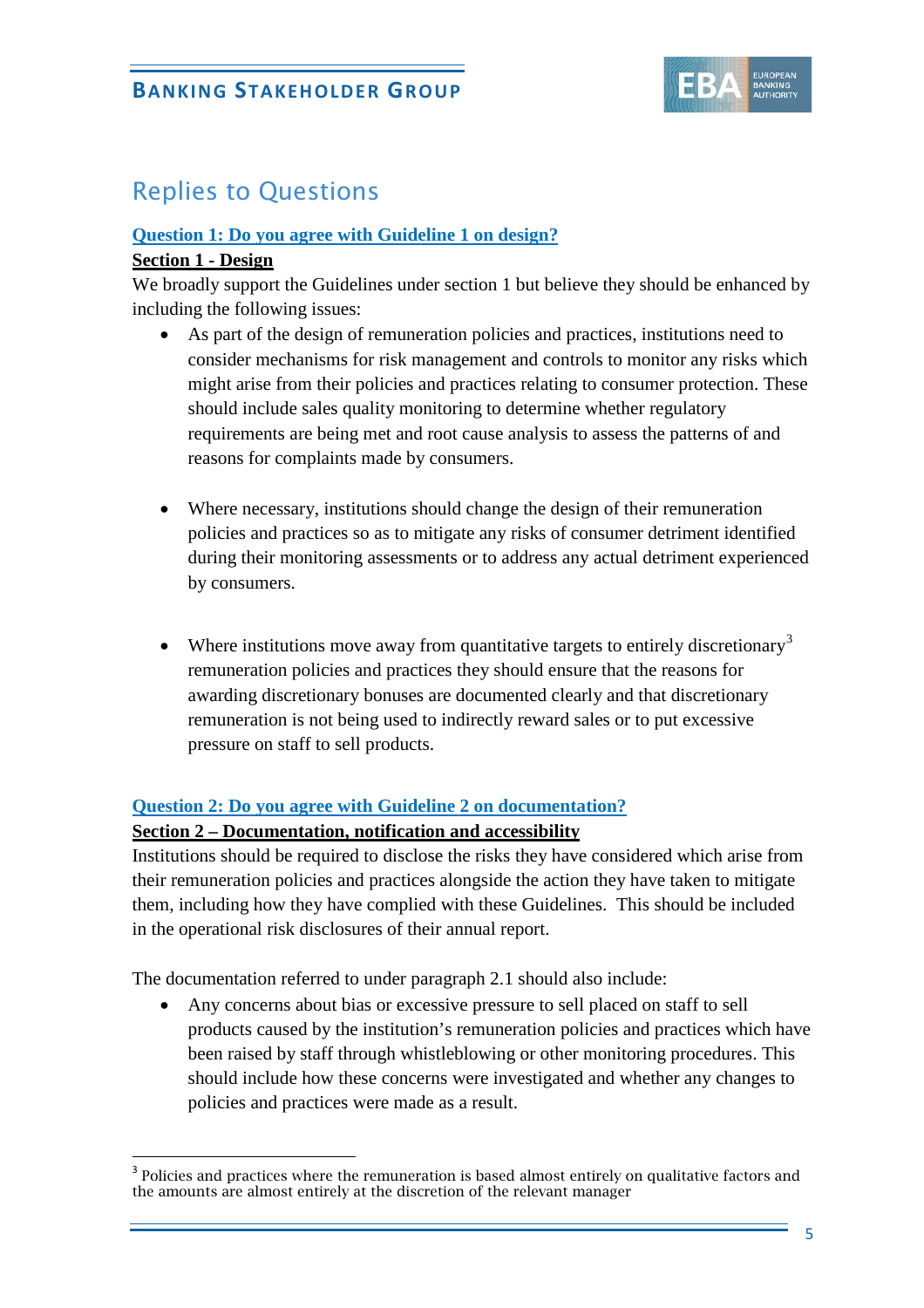## Replies to Questions

**Question 1: Do you agree with Guideline 1 on design?**

**Section 1 - Design**

We broadly support the Guidelines under section 1 but believe they should be enhanced by including the following issues:

- As part of the design of remuneration policies and practices, institutions need to consider mechanisms for risk management and controls to monitor any risks which might arise from their policies and practices relating to consumer protection. These should include sales quality monitoring to determine whether regulatory requirements are being met and root cause analysis to assess the patterns of and reasons for complaints made by consumers.

- Where necessary, institutions should change the design of their remuneration policies and practices so as to mitigate any risks of consumer detriment identified during their monitoring assessments or to address any actual detriment experienced by consumers.

- Where institutions move away from quantitative targets to entirely discretionary[3] remuneration policies and practices they should ensure that the reasons for awarding discretionary bonuses are documented clearly and that discretionary remuneration is not being used to indirectly reward sales or to put excessive pressure on staff to sell products.

**Question 2: Do you agree with Guideline 2 on documentation?**

**Section 2 – Documentation, notification and accessibility**

Institutions should be required to disclose the risks they have considered which arise from their remuneration policies and practices alongside the action they have taken to mitigate them, including how they have complied with these Guidelines. This should be included in the operational risk disclosures of their annual report.

The documentation referred to under paragraph 2.1 should also include:

- Any concerns about bias or excessive pressure to sell placed on staff to sell products caused by the institution's remuneration policies and practices which have been raised by staff through whistleblowing or other monitoring procedures. This should include how these concerns were investigated and whether any changes to policies and practices were made as a result.

---

[3] Policies and practices where the remuneration is based almost entirely on qualitative factors and the amounts are almost entirely at the discretion of the relevant manager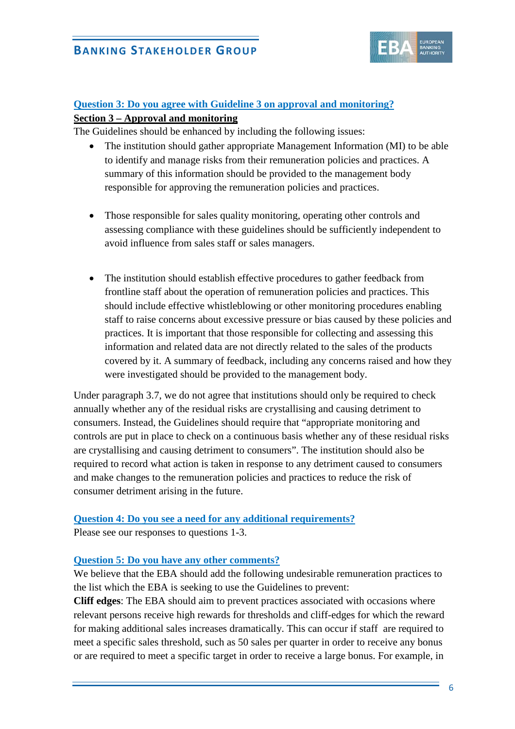### Question 3: Do you agree with Guideline 3 on approval and monitoring?

**Section 3 – Approval and monitoring**

The Guidelines should be enhanced by including the following issues:

- The institution should gather appropriate Management Information (MI) to be able to identify and manage risks from their remuneration policies and practices. A summary of this information should be provided to the management body responsible for approving the remuneration policies and practices.

- Those responsible for sales quality monitoring, operating other controls and assessing compliance with these guidelines should be sufficiently independent to avoid influence from sales staff or sales managers.

- The institution should establish effective procedures to gather feedback from frontline staff about the operation of remuneration policies and practices. This should include effective whistleblowing or other monitoring procedures enabling staff to raise concerns about excessive pressure or bias caused by these policies and practices. It is important that those responsible for collecting and assessing this information and related data are not directly related to the sales of the products covered by it. A summary of feedback, including any concerns raised and how they were investigated should be provided to the management body.

Under paragraph 3.7, we do not agree that institutions should only be required to check annually whether any of the residual risks are crystallising and causing detriment to consumers. Instead, the Guidelines should require that "appropriate monitoring and controls are put in place to check on a continuous basis whether any of these residual risks are crystallising and causing detriment to consumers". The institution should also be required to record what action is taken in response to any detriment caused to consumers and make changes to the remuneration policies and practices to reduce the risk of consumer detriment arising in the future.

### Question 4: Do you see a need for any additional requirements?

Please see our responses to questions 1-3.

### Question 5: Do you have any other comments?

We believe that the EBA should add the following undesirable remuneration practices to the list which the EBA is seeking to use the Guidelines to prevent:

**Cliff edges**: The EBA should aim to prevent practices associated with occasions where relevant persons receive high rewards for thresholds and cliff-edges for which the reward for making additional sales increases dramatically. This can occur if staff are required to meet a specific sales threshold, such as 50 sales per quarter in order to receive any bonus or are required to meet a specific target in order to receive a large bonus. For example, in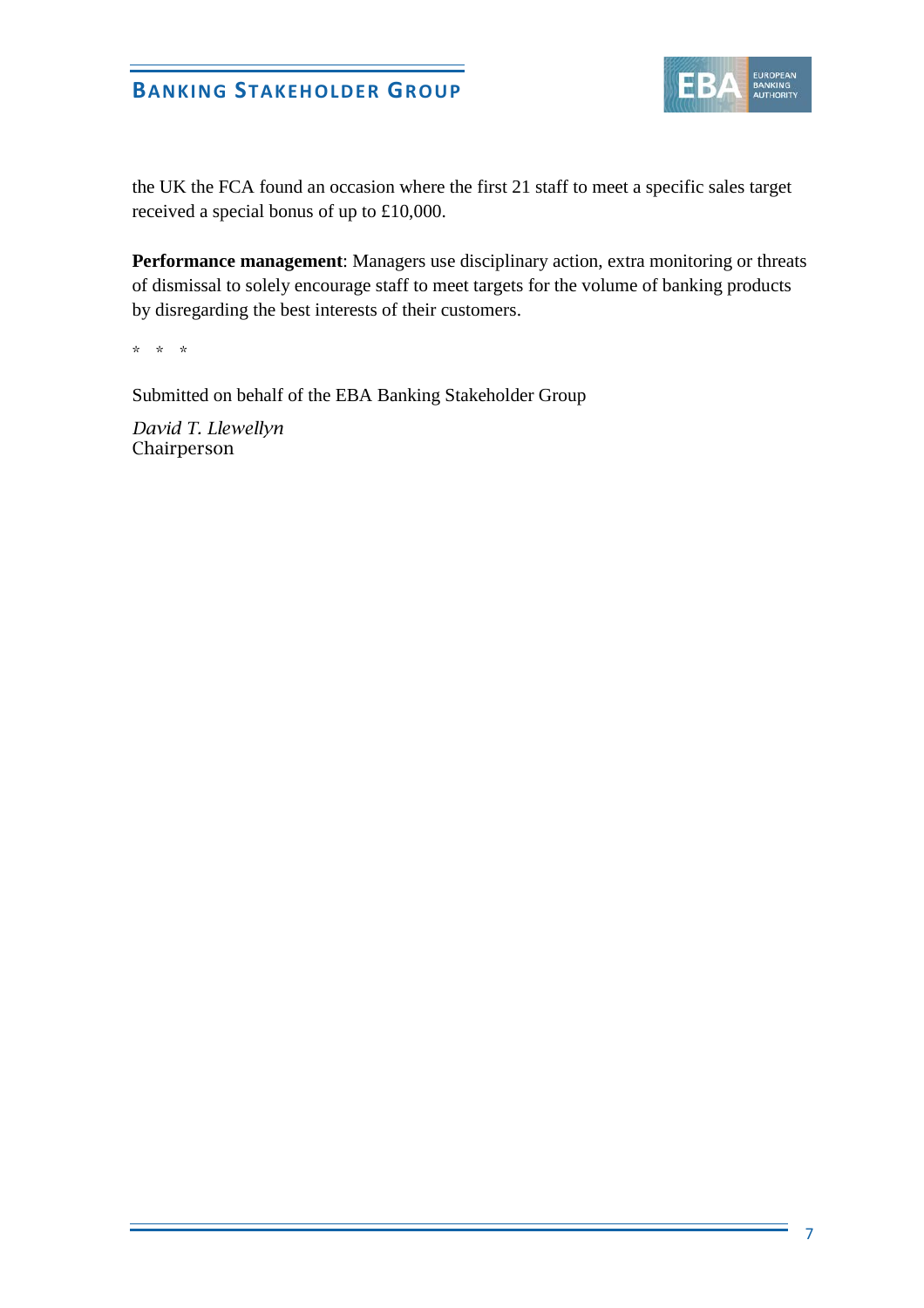the UK the FCA found an occasion where the first 21 staff to meet a specific sales target received a special bonus of up to £10,000.

**Performance management**: Managers use disciplinary action, extra monitoring or threats of dismissal to solely encourage staff to meet targets for the volume of banking products by disregarding the best interests of their customers.

\* \* \*

Submitted on behalf of the EBA Banking Stakeholder Group

*David T. Llewellyn*
Chairperson